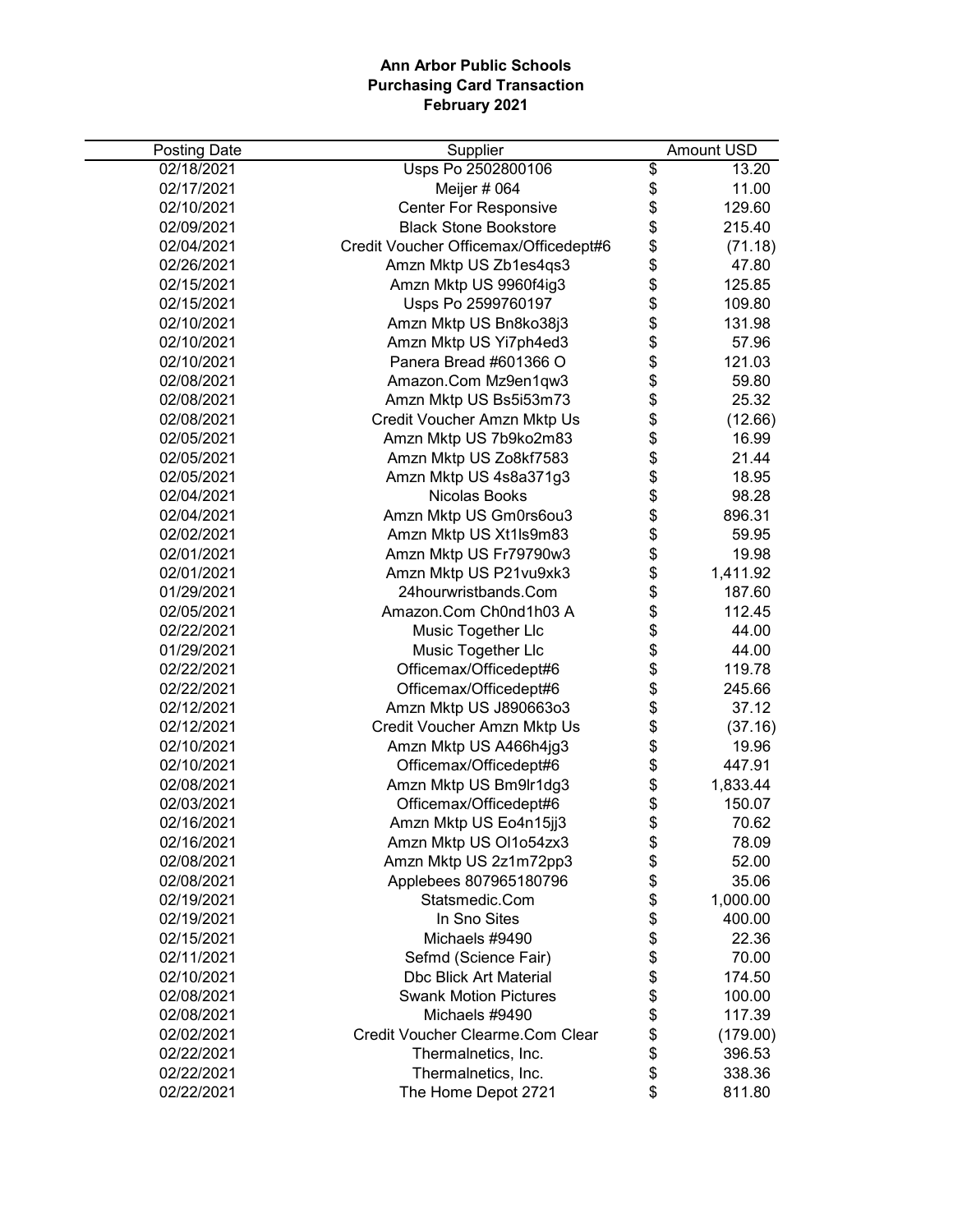**Ann Arbor Public Schools**
**Purchasing Card Transaction**
**February 2021**

| Posting Date | Supplier | Amount USD |
|---|---|---|
| 02/18/2021 | Usps Po 2502800106 | $ 13.20 |
| 02/17/2021 | Meijer # 064 | $ 11.00 |
| 02/10/2021 | Center For Responsive | $ 129.60 |
| 02/09/2021 | Black Stone Bookstore | $ 215.40 |
| 02/04/2021 | Credit Voucher Officemax/Officedept#6 | $ (71.18) |
| 02/26/2021 | Amzn Mktp US Zb1es4qs3 | $ 47.80 |
| 02/15/2021 | Amzn Mktp US 9960f4ig3 | $ 125.85 |
| 02/15/2021 | Usps Po 2599760197 | $ 109.80 |
| 02/10/2021 | Amzn Mktp US Bn8ko38j3 | $ 131.98 |
| 02/10/2021 | Amzn Mktp US Yi7ph4ed3 | $ 57.96 |
| 02/10/2021 | Panera Bread #601366 O | $ 121.03 |
| 02/08/2021 | Amazon.Com Mz9en1qw3 | $ 59.80 |
| 02/08/2021 | Amzn Mktp US Bs5i53m73 | $ 25.32 |
| 02/08/2021 | Credit Voucher Amzn Mktp Us | $ (12.66) |
| 02/05/2021 | Amzn Mktp US 7b9ko2m83 | $ 16.99 |
| 02/05/2021 | Amzn Mktp US Zo8kf7583 | $ 21.44 |
| 02/05/2021 | Amzn Mktp US 4s8a371g3 | $ 18.95 |
| 02/04/2021 | Nicolas Books | $ 98.28 |
| 02/04/2021 | Amzn Mktp US Gm0rs6ou3 | $ 896.31 |
| 02/02/2021 | Amzn Mktp US Xt1ls9m83 | $ 59.95 |
| 02/01/2021 | Amzn Mktp US Fr79790w3 | $ 19.98 |
| 02/01/2021 | Amzn Mktp US P21vu9xk3 | $ 1,411.92 |
| 01/29/2021 | 24hourwristbands.Com | $ 187.60 |
| 02/05/2021 | Amazon.Com Ch0nd1h03 A | $ 112.45 |
| 02/22/2021 | Music Together Llc | $ 44.00 |
| 01/29/2021 | Music Together Llc | $ 44.00 |
| 02/22/2021 | Officemax/Officedept#6 | $ 119.78 |
| 02/22/2021 | Officemax/Officedept#6 | $ 245.66 |
| 02/12/2021 | Amzn Mktp US J890663o3 | $ 37.12 |
| 02/12/2021 | Credit Voucher Amzn Mktp Us | $ (37.16) |
| 02/10/2021 | Amzn Mktp US A466h4jg3 | $ 19.96 |
| 02/10/2021 | Officemax/Officedept#6 | $ 447.91 |
| 02/08/2021 | Amzn Mktp US Bm9lr1dg3 | $ 1,833.44 |
| 02/03/2021 | Officemax/Officedept#6 | $ 150.07 |
| 02/16/2021 | Amzn Mktp US Eo4n15jj3 | $ 70.62 |
| 02/16/2021 | Amzn Mktp US Ol1o54zx3 | $ 78.09 |
| 02/08/2021 | Amzn Mktp US 2z1m72pp3 | $ 52.00 |
| 02/08/2021 | Applebees 807965180796 | $ 35.06 |
| 02/19/2021 | Statsmedic.Com | $ 1,000.00 |
| 02/19/2021 | In Sno Sites | $ 400.00 |
| 02/15/2021 | Michaels #9490 | $ 22.36 |
| 02/11/2021 | Sefmd (Science Fair) | $ 70.00 |
| 02/10/2021 | Dbc Blick Art Material | $ 174.50 |
| 02/08/2021 | Swank Motion Pictures | $ 100.00 |
| 02/08/2021 | Michaels #9490 | $ 117.39 |
| 02/02/2021 | Credit Voucher Clearme.Com Clear | $ (179.00) |
| 02/22/2021 | Thermalnetics, Inc. | $ 396.53 |
| 02/22/2021 | Thermalnetics, Inc. | $ 338.36 |
| 02/22/2021 | The Home Depot 2721 | $ 811.80 |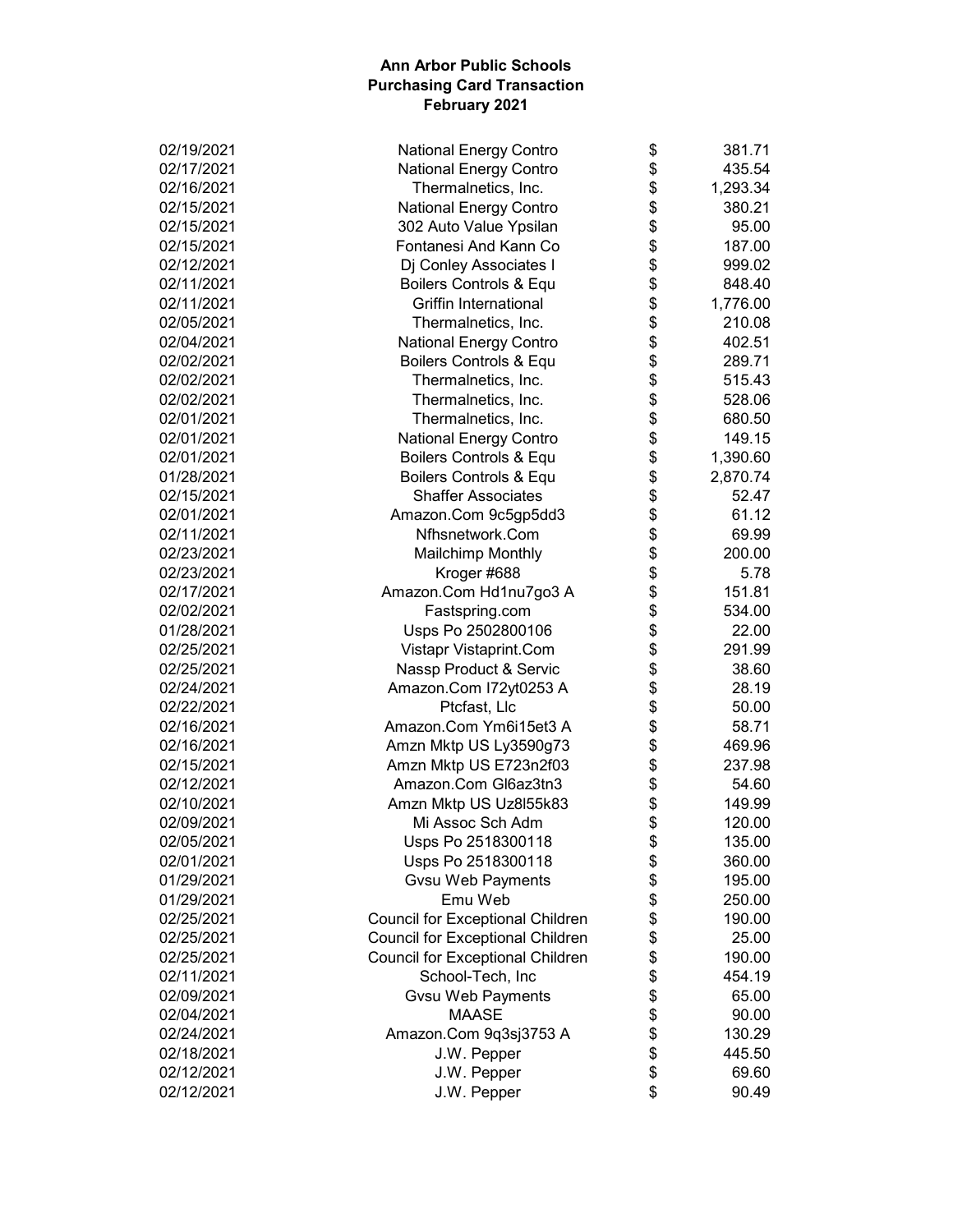**Ann Arbor Public Schools**
**Purchasing Card Transaction**
**February 2021**

| Date | Vendor | | Amount |
|---|---|---|---|
| 02/19/2021 | National Energy Contro | $ | 381.71 |
| 02/17/2021 | National Energy Contro | $ | 435.54 |
| 02/16/2021 | Thermalnetics, Inc. | $ | 1,293.34 |
| 02/15/2021 | National Energy Contro | $ | 380.21 |
| 02/15/2021 | 302 Auto Value Ypsilan | $ | 95.00 |
| 02/15/2021 | Fontanesi And Kann Co | $ | 187.00 |
| 02/12/2021 | Dj Conley Associates I | $ | 999.02 |
| 02/11/2021 | Boilers Controls & Equ | $ | 848.40 |
| 02/11/2021 | Griffin International | $ | 1,776.00 |
| 02/05/2021 | Thermalnetics, Inc. | $ | 210.08 |
| 02/04/2021 | National Energy Contro | $ | 402.51 |
| 02/02/2021 | Boilers Controls & Equ | $ | 289.71 |
| 02/02/2021 | Thermalnetics, Inc. | $ | 515.43 |
| 02/02/2021 | Thermalnetics, Inc. | $ | 528.06 |
| 02/01/2021 | Thermalnetics, Inc. | $ | 680.50 |
| 02/01/2021 | National Energy Contro | $ | 149.15 |
| 02/01/2021 | Boilers Controls & Equ | $ | 1,390.60 |
| 01/28/2021 | Boilers Controls & Equ | $ | 2,870.74 |
| 02/15/2021 | Shaffer Associates | $ | 52.47 |
| 02/01/2021 | Amazon.Com 9c5gp5dd3 | $ | 61.12 |
| 02/11/2021 | Nfhsnetwork.Com | $ | 69.99 |
| 02/23/2021 | Mailchimp Monthly | $ | 200.00 |
| 02/23/2021 | Kroger #688 | $ | 5.78 |
| 02/17/2021 | Amazon.Com Hd1nu7go3 A | $ | 151.81 |
| 02/02/2021 | Fastspring.com | $ | 534.00 |
| 01/28/2021 | Usps Po 2502800106 | $ | 22.00 |
| 02/25/2021 | Vistapr Vistaprint.Com | $ | 291.99 |
| 02/25/2021 | Nassp Product & Servic | $ | 38.60 |
| 02/24/2021 | Amazon.Com I72yt0253 A | $ | 28.19 |
| 02/22/2021 | Ptcfast, Llc | $ | 50.00 |
| 02/16/2021 | Amazon.Com Ym6i15et3 A | $ | 58.71 |
| 02/16/2021 | Amzn Mktp US Ly3590g73 | $ | 469.96 |
| 02/15/2021 | Amzn Mktp US E723n2f03 | $ | 237.98 |
| 02/12/2021 | Amazon.Com Gl6az3tn3 | $ | 54.60 |
| 02/10/2021 | Amzn Mktp US Uz8l55k83 | $ | 149.99 |
| 02/09/2021 | Mi Assoc Sch Adm | $ | 120.00 |
| 02/05/2021 | Usps Po 2518300118 | $ | 135.00 |
| 02/01/2021 | Usps Po 2518300118 | $ | 360.00 |
| 01/29/2021 | Gvsu Web Payments | $ | 195.00 |
| 01/29/2021 | Emu Web | $ | 250.00 |
| 02/25/2021 | Council for Exceptional Children | $ | 190.00 |
| 02/25/2021 | Council for Exceptional Children | $ | 25.00 |
| 02/25/2021 | Council for Exceptional Children | $ | 190.00 |
| 02/11/2021 | School-Tech, Inc | $ | 454.19 |
| 02/09/2021 | Gvsu Web Payments | $ | 65.00 |
| 02/04/2021 | MAASE | $ | 90.00 |
| 02/24/2021 | Amazon.Com 9q3sj3753 A | $ | 130.29 |
| 02/18/2021 | J.W. Pepper | $ | 445.50 |
| 02/12/2021 | J.W. Pepper | $ | 69.60 |
| 02/12/2021 | J.W. Pepper | $ | 90.49 |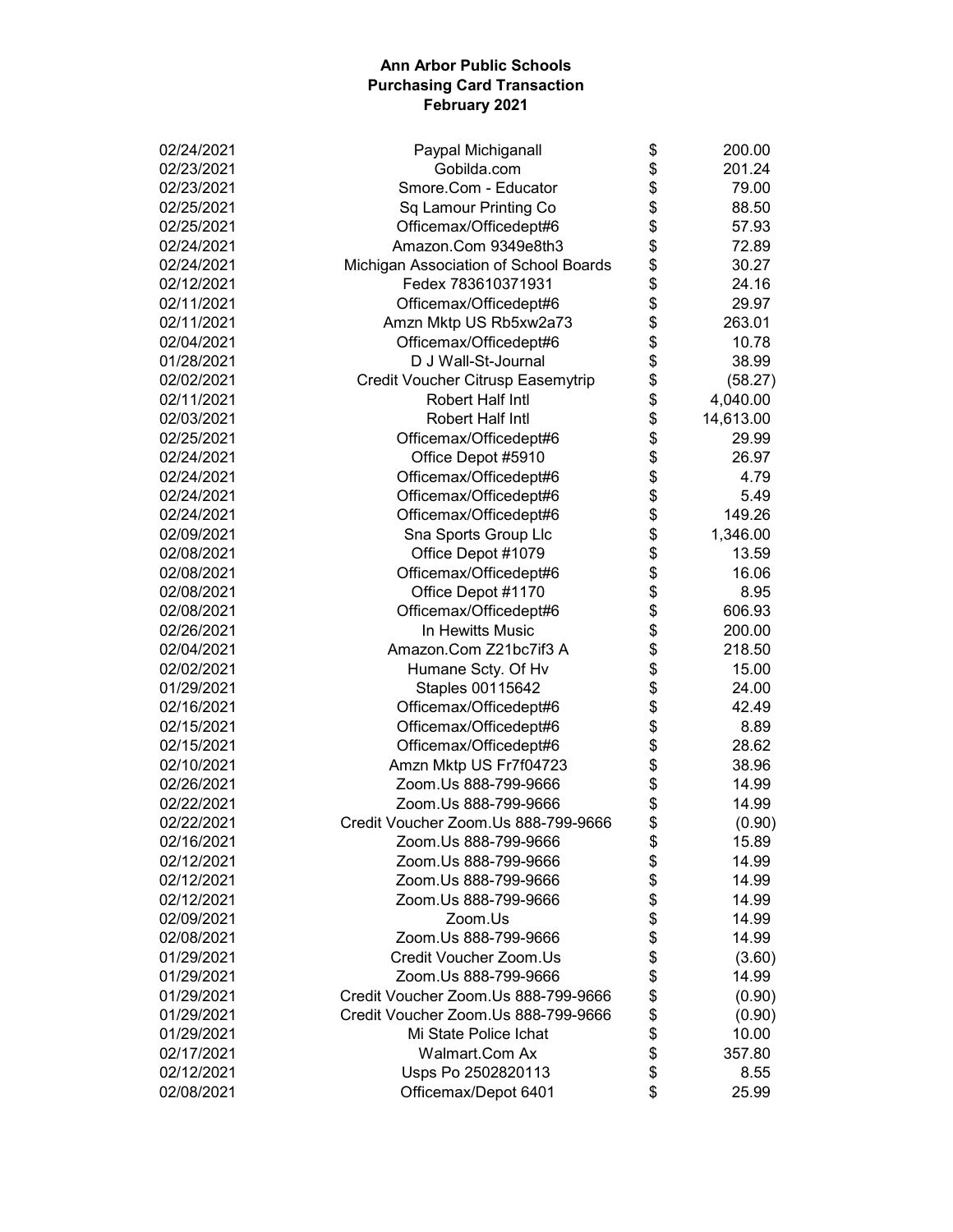**Ann Arbor Public Schools**
**Purchasing Card Transaction**
**February 2021**

| Date | Vendor | | Amount |
|---|---|---|---|
| 02/24/2021 | Paypal Michiganall | $ | 200.00 |
| 02/23/2021 | Gobilda.com | $ | 201.24 |
| 02/23/2021 | Smore.Com - Educator | $ | 79.00 |
| 02/25/2021 | Sq Lamour Printing Co | $ | 88.50 |
| 02/25/2021 | Officemax/Officedept#6 | $ | 57.93 |
| 02/24/2021 | Amazon.Com 9349e8th3 | $ | 72.89 |
| 02/24/2021 | Michigan Association of School Boards | $ | 30.27 |
| 02/12/2021 | Fedex 783610371931 | $ | 24.16 |
| 02/11/2021 | Officemax/Officedept#6 | $ | 29.97 |
| 02/11/2021 | Amzn Mktp US Rb5xw2a73 | $ | 263.01 |
| 02/04/2021 | Officemax/Officedept#6 | $ | 10.78 |
| 01/28/2021 | D J Wall-St-Journal | $ | 38.99 |
| 02/02/2021 | Credit Voucher Citrusp Easemytrip | $ | (58.27) |
| 02/11/2021 | Robert Half Intl | $ | 4,040.00 |
| 02/03/2021 | Robert Half Intl | $ | 14,613.00 |
| 02/25/2021 | Officemax/Officedept#6 | $ | 29.99 |
| 02/24/2021 | Office Depot #5910 | $ | 26.97 |
| 02/24/2021 | Officemax/Officedept#6 | $ | 4.79 |
| 02/24/2021 | Officemax/Officedept#6 | $ | 5.49 |
| 02/24/2021 | Officemax/Officedept#6 | $ | 149.26 |
| 02/09/2021 | Sna Sports Group Llc | $ | 1,346.00 |
| 02/08/2021 | Office Depot #1079 | $ | 13.59 |
| 02/08/2021 | Officemax/Officedept#6 | $ | 16.06 |
| 02/08/2021 | Office Depot #1170 | $ | 8.95 |
| 02/08/2021 | Officemax/Officedept#6 | $ | 606.93 |
| 02/26/2021 | In Hewitts Music | $ | 200.00 |
| 02/04/2021 | Amazon.Com Z21bc7if3 A | $ | 218.50 |
| 02/02/2021 | Humane Scty. Of Hv | $ | 15.00 |
| 01/29/2021 | Staples 00115642 | $ | 24.00 |
| 02/16/2021 | Officemax/Officedept#6 | $ | 42.49 |
| 02/15/2021 | Officemax/Officedept#6 | $ | 8.89 |
| 02/15/2021 | Officemax/Officedept#6 | $ | 28.62 |
| 02/10/2021 | Amzn Mktp US Fr7f04723 | $ | 38.96 |
| 02/26/2021 | Zoom.Us 888-799-9666 | $ | 14.99 |
| 02/22/2021 | Zoom.Us 888-799-9666 | $ | 14.99 |
| 02/22/2021 | Credit Voucher Zoom.Us 888-799-9666 | $ | (0.90) |
| 02/16/2021 | Zoom.Us 888-799-9666 | $ | 15.89 |
| 02/12/2021 | Zoom.Us 888-799-9666 | $ | 14.99 |
| 02/12/2021 | Zoom.Us 888-799-9666 | $ | 14.99 |
| 02/12/2021 | Zoom.Us 888-799-9666 | $ | 14.99 |
| 02/09/2021 | Zoom.Us | $ | 14.99 |
| 02/08/2021 | Zoom.Us 888-799-9666 | $ | 14.99 |
| 01/29/2021 | Credit Voucher Zoom.Us | $ | (3.60) |
| 01/29/2021 | Zoom.Us 888-799-9666 | $ | 14.99 |
| 01/29/2021 | Credit Voucher Zoom.Us 888-799-9666 | $ | (0.90) |
| 01/29/2021 | Credit Voucher Zoom.Us 888-799-9666 | $ | (0.90) |
| 01/29/2021 | Mi State Police Ichat | $ | 10.00 |
| 02/17/2021 | Walmart.Com Ax | $ | 357.80 |
| 02/12/2021 | Usps Po 2502820113 | $ | 8.55 |
| 02/08/2021 | Officemax/Depot 6401 | $ | 25.99 |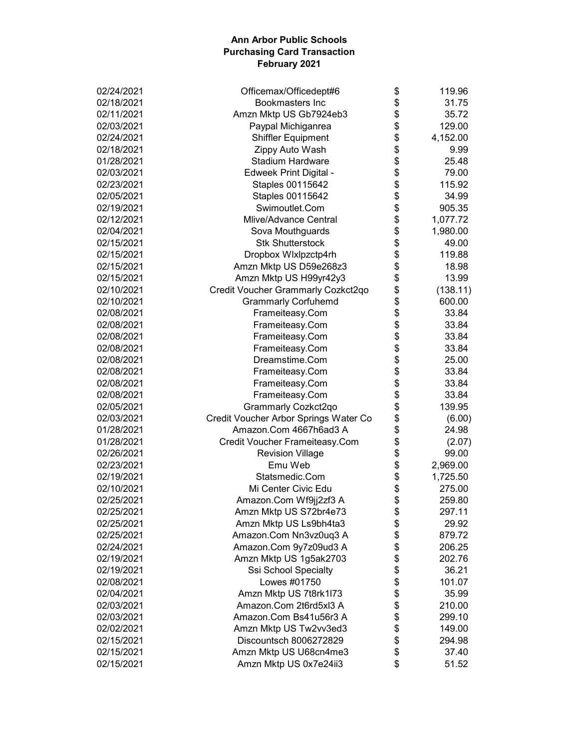# Ann Arbor Public Schools
## Purchasing Card Transaction
### February 2021

| | | | |
|---|---|---|---|
| 02/24/2021 | Officemax/Officedept#6 | $ | 119.96 |
| 02/18/2021 | Bookmasters Inc | $ | 31.75 |
| 02/11/2021 | Amzn Mktp US Gb7924eb3 | $ | 35.72 |
| 02/03/2021 | Paypal Michiganrea | $ | 129.00 |
| 02/24/2021 | Shiffler Equipment | $ | 4,152.00 |
| 02/18/2021 | Zippy Auto Wash | $ | 9.99 |
| 01/28/2021 | Stadium Hardware | $ | 25.48 |
| 02/03/2021 | Edweek Print Digital - | $ | 79.00 |
| 02/23/2021 | Staples 00115642 | $ | 115.92 |
| 02/05/2021 | Staples 00115642 | $ | 34.99 |
| 02/19/2021 | Swimoutlet.Com | $ | 905.35 |
| 02/12/2021 | Mlive/Advance Central | $ | 1,077.72 |
| 02/04/2021 | Sova Mouthguards | $ | 1,980.00 |
| 02/15/2021 | Stk Shutterstock | $ | 49.00 |
| 02/15/2021 | Dropbox Wlxlpzctp4rh | $ | 119.88 |
| 02/15/2021 | Amzn Mktp US D59e268z3 | $ | 18.98 |
| 02/15/2021 | Amzn Mktp US H99yr42y3 | $ | 13.99 |
| 02/10/2021 | Credit Voucher Grammarly Cozkct2qo | $ | (138.11) |
| 02/10/2021 | Grammarly Corfuhemd | $ | 600.00 |
| 02/08/2021 | Frameiteasy.Com | $ | 33.84 |
| 02/08/2021 | Frameiteasy.Com | $ | 33.84 |
| 02/08/2021 | Frameiteasy.Com | $ | 33.84 |
| 02/08/2021 | Frameiteasy.Com | $ | 33.84 |
| 02/08/2021 | Dreamstime.Com | $ | 25.00 |
| 02/08/2021 | Frameiteasy.Com | $ | 33.84 |
| 02/08/2021 | Frameiteasy.Com | $ | 33.84 |
| 02/08/2021 | Frameiteasy.Com | $ | 33.84 |
| 02/05/2021 | Grammarly Cozkct2qo | $ | 139.95 |
| 02/03/2021 | Credit Voucher Arbor Springs Water Co | $ | (6.00) |
| 01/28/2021 | Amazon.Com 4667h6ad3 A | $ | 24.98 |
| 01/28/2021 | Credit Voucher Frameiteasy.Com | $ | (2.07) |
| 02/26/2021 | Revision Village | $ | 99.00 |
| 02/23/2021 | Emu Web | $ | 2,969.00 |
| 02/19/2021 | Statsmedic.Com | $ | 1,725.50 |
| 02/10/2021 | Mi Center Civic Edu | $ | 275.00 |
| 02/25/2021 | Amazon.Com Wf9jj2zf3 A | $ | 259.80 |
| 02/25/2021 | Amzn Mktp US S72br4e73 | $ | 297.11 |
| 02/25/2021 | Amzn Mktp US Ls9bh4ta3 | $ | 29.92 |
| 02/25/2021 | Amazon.Com Nn3vz0uq3 A | $ | 879.72 |
| 02/24/2021 | Amazon.Com 9y7z09ud3 A | $ | 206.25 |
| 02/19/2021 | Amzn Mktp US 1g5ak2703 | $ | 202.76 |
| 02/19/2021 | Ssi School Specialty | $ | 36.21 |
| 02/08/2021 | Lowes #01750 | $ | 101.07 |
| 02/04/2021 | Amzn Mktp US 7t8rk1l73 | $ | 35.99 |
| 02/03/2021 | Amazon.Com 2t6rd5xl3 A | $ | 210.00 |
| 02/03/2021 | Amazon.Com Bs41u56r3 A | $ | 299.10 |
| 02/02/2021 | Amzn Mktp US Tw2vv3ed3 | $ | 149.00 |
| 02/15/2021 | Discountsch 8006272829 | $ | 294.98 |
| 02/15/2021 | Amzn Mktp US U68cn4me3 | $ | 37.40 |
| 02/15/2021 | Amzn Mktp US 0x7e24ii3 | $ | 51.52 |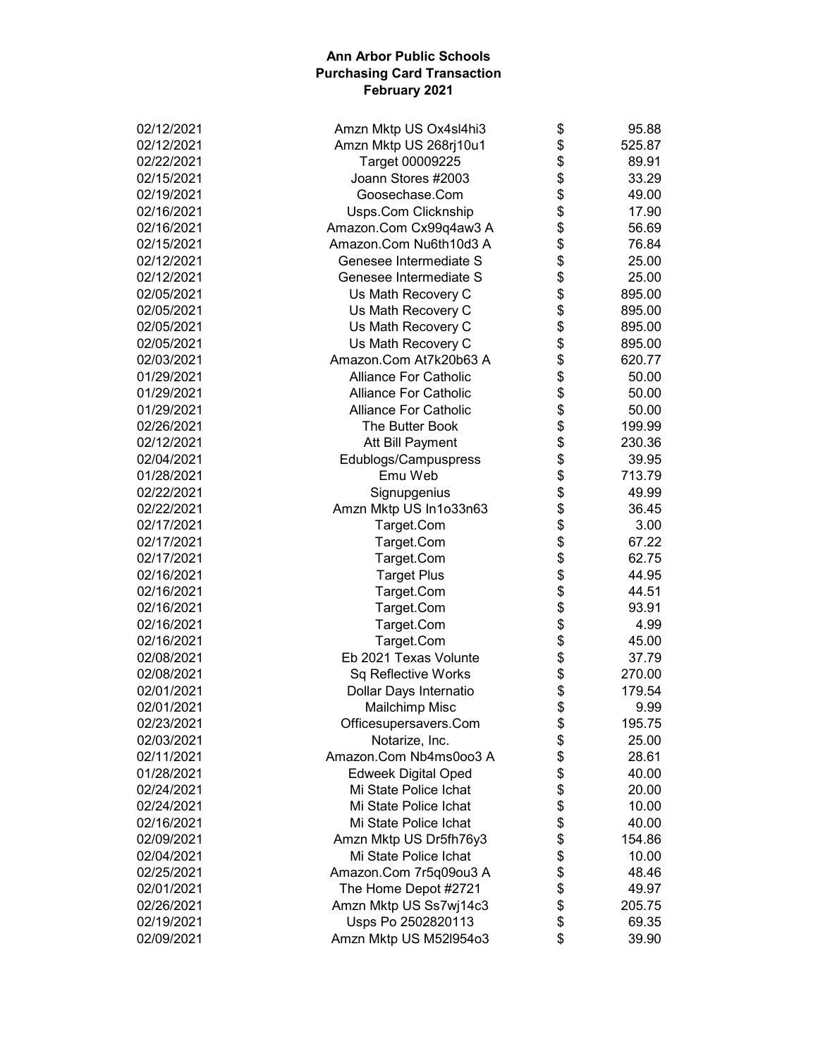**Ann Arbor Public Schools**
**Purchasing Card Transaction**
**February 2021**

| | | | |
|---|---|---|---|
| 02/12/2021 | Amzn Mktp US Ox4sl4hi3 | $ | 95.88 |
| 02/12/2021 | Amzn Mktp US 268rj10u1 | $ | 525.87 |
| 02/22/2021 | Target 00009225 | $ | 89.91 |
| 02/15/2021 | Joann Stores #2003 | $ | 33.29 |
| 02/19/2021 | Goosechase.Com | $ | 49.00 |
| 02/16/2021 | Usps.Com Clicknship | $ | 17.90 |
| 02/16/2021 | Amazon.Com Cx99q4aw3 A | $ | 56.69 |
| 02/15/2021 | Amazon.Com Nu6th10d3 A | $ | 76.84 |
| 02/12/2021 | Genesee Intermediate S | $ | 25.00 |
| 02/12/2021 | Genesee Intermediate S | $ | 25.00 |
| 02/05/2021 | Us Math Recovery C | $ | 895.00 |
| 02/05/2021 | Us Math Recovery C | $ | 895.00 |
| 02/05/2021 | Us Math Recovery C | $ | 895.00 |
| 02/05/2021 | Us Math Recovery C | $ | 895.00 |
| 02/03/2021 | Amazon.Com At7k20b63 A | $ | 620.77 |
| 01/29/2021 | Alliance For Catholic | $ | 50.00 |
| 01/29/2021 | Alliance For Catholic | $ | 50.00 |
| 01/29/2021 | Alliance For Catholic | $ | 50.00 |
| 02/26/2021 | The Butter Book | $ | 199.99 |
| 02/12/2021 | Att Bill Payment | $ | 230.36 |
| 02/04/2021 | Edublogs/Campuspress | $ | 39.95 |
| 01/28/2021 | Emu Web | $ | 713.79 |
| 02/22/2021 | Signupgenius | $ | 49.99 |
| 02/22/2021 | Amzn Mktp US In1o33n63 | $ | 36.45 |
| 02/17/2021 | Target.Com | $ | 3.00 |
| 02/17/2021 | Target.Com | $ | 67.22 |
| 02/17/2021 | Target.Com | $ | 62.75 |
| 02/16/2021 | Target Plus | $ | 44.95 |
| 02/16/2021 | Target.Com | $ | 44.51 |
| 02/16/2021 | Target.Com | $ | 93.91 |
| 02/16/2021 | Target.Com | $ | 4.99 |
| 02/16/2021 | Target.Com | $ | 45.00 |
| 02/08/2021 | Eb 2021 Texas Volunte | $ | 37.79 |
| 02/08/2021 | Sq Reflective Works | $ | 270.00 |
| 02/01/2021 | Dollar Days Internatio | $ | 179.54 |
| 02/01/2021 | Mailchimp Misc | $ | 9.99 |
| 02/23/2021 | Officesupersavers.Com | $ | 195.75 |
| 02/03/2021 | Notarize, Inc. | $ | 25.00 |
| 02/11/2021 | Amazon.Com Nb4ms0oo3 A | $ | 28.61 |
| 01/28/2021 | Edweek Digital Oped | $ | 40.00 |
| 02/24/2021 | Mi State Police Ichat | $ | 20.00 |
| 02/24/2021 | Mi State Police Ichat | $ | 10.00 |
| 02/16/2021 | Mi State Police Ichat | $ | 40.00 |
| 02/09/2021 | Amzn Mktp US Dr5fh76y3 | $ | 154.86 |
| 02/04/2021 | Mi State Police Ichat | $ | 10.00 |
| 02/25/2021 | Amazon.Com 7r5q09ou3 A | $ | 48.46 |
| 02/01/2021 | The Home Depot #2721 | $ | 49.97 |
| 02/26/2021 | Amzn Mktp US Ss7wj14c3 | $ | 205.75 |
| 02/19/2021 | Usps Po 2502820113 | $ | 69.35 |
| 02/09/2021 | Amzn Mktp US M52l954o3 | $ | 39.90 |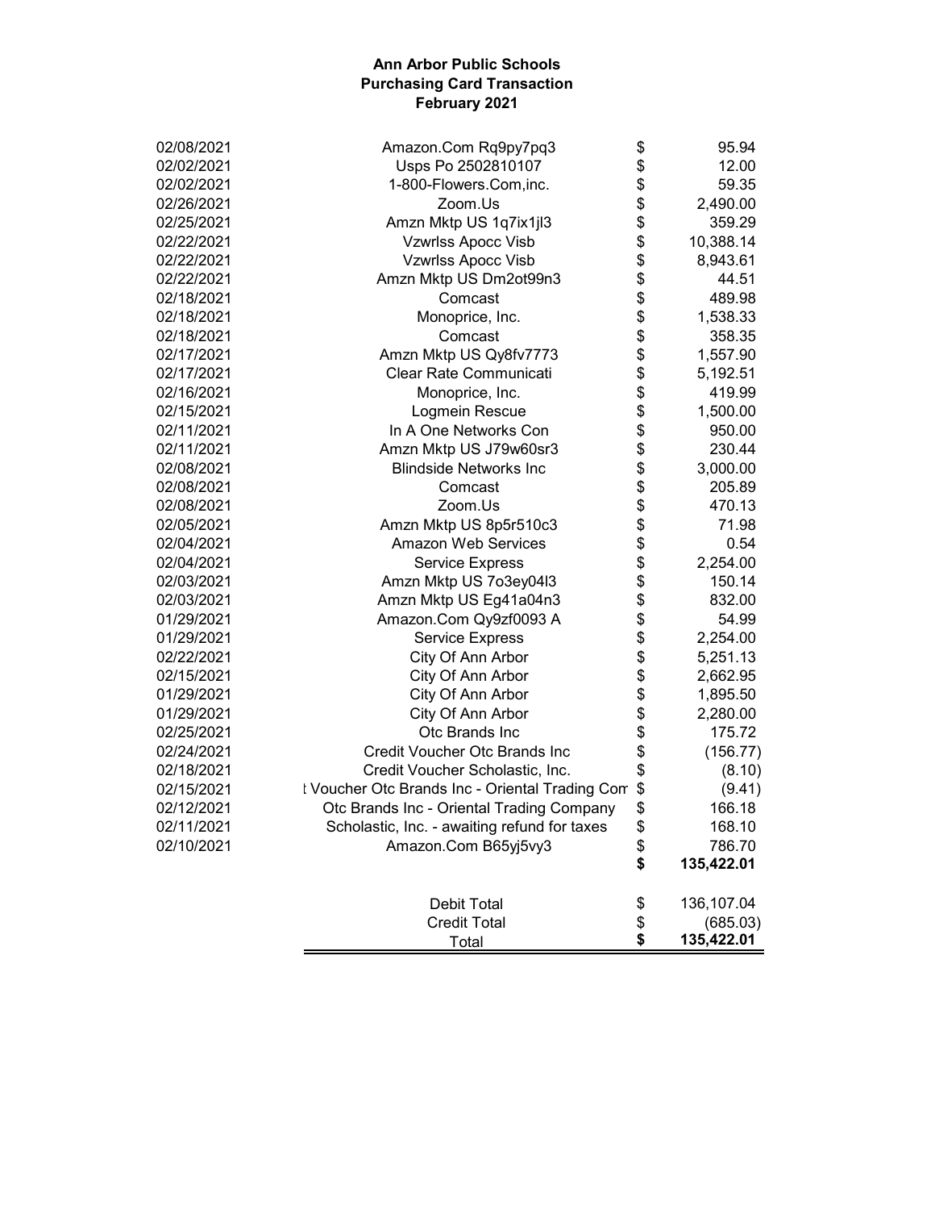**Ann Arbor Public Schools**
**Purchasing Card Transaction**
**February 2021**

| | | | |
|---|---|---|---|
| 02/08/2021 | Amazon.Com Rq9py7pq3 | $ | 95.94 |
| 02/02/2021 | Usps Po 2502810107 | $ | 12.00 |
| 02/02/2021 | 1-800-Flowers.Com,inc. | $ | 59.35 |
| 02/26/2021 | Zoom.Us | $ | 2,490.00 |
| 02/25/2021 | Amzn Mktp US 1q7ix1jl3 | $ | 359.29 |
| 02/22/2021 | Vzwrlss Apocc Visb | $ | 10,388.14 |
| 02/22/2021 | Vzwrlss Apocc Visb | $ | 8,943.61 |
| 02/22/2021 | Amzn Mktp US Dm2ot99n3 | $ | 44.51 |
| 02/18/2021 | Comcast | $ | 489.98 |
| 02/18/2021 | Monoprice, Inc. | $ | 1,538.33 |
| 02/18/2021 | Comcast | $ | 358.35 |
| 02/17/2021 | Amzn Mktp US Qy8fv7773 | $ | 1,557.90 |
| 02/17/2021 | Clear Rate Communicati | $ | 5,192.51 |
| 02/16/2021 | Monoprice, Inc. | $ | 419.99 |
| 02/15/2021 | Logmein Rescue | $ | 1,500.00 |
| 02/11/2021 | In A One Networks Con | $ | 950.00 |
| 02/11/2021 | Amzn Mktp US J79w60sr3 | $ | 230.44 |
| 02/08/2021 | Blindside Networks Inc | $ | 3,000.00 |
| 02/08/2021 | Comcast | $ | 205.89 |
| 02/08/2021 | Zoom.Us | $ | 470.13 |
| 02/05/2021 | Amzn Mktp US 8p5r510c3 | $ | 71.98 |
| 02/04/2021 | Amazon Web Services | $ | 0.54 |
| 02/04/2021 | Service Express | $ | 2,254.00 |
| 02/03/2021 | Amzn Mktp US 7o3ey04l3 | $ | 150.14 |
| 02/03/2021 | Amzn Mktp US Eg41a04n3 | $ | 832.00 |
| 01/29/2021 | Amazon.Com Qy9zf0093 A | $ | 54.99 |
| 01/29/2021 | Service Express | $ | 2,254.00 |
| 02/22/2021 | City Of Ann Arbor | $ | 5,251.13 |
| 02/15/2021 | City Of Ann Arbor | $ | 2,662.95 |
| 01/29/2021 | City Of Ann Arbor | $ | 1,895.50 |
| 01/29/2021 | City Of Ann Arbor | $ | 2,280.00 |
| 02/25/2021 | Otc Brands Inc | $ | 175.72 |
| 02/24/2021 | Credit Voucher Otc Brands Inc | $ | (156.77) |
| 02/18/2021 | Credit Voucher Scholastic, Inc. | $ | (8.10) |
| 02/15/2021 | t Voucher Otc Brands Inc - Oriental Trading Com | $ | (9.41) |
| 02/12/2021 | Otc Brands Inc - Oriental Trading Company | $ | 166.18 |
| 02/11/2021 | Scholastic, Inc. - awaiting refund for taxes | $ | 168.10 |
| 02/10/2021 | Amazon.Com B65yj5vy3 | $ | 786.70 |
| | | **$** | **135,422.01** |

| | | |
|---|---|---|
| Debit Total | $ | 136,107.04 |
| Credit Total | $ | (685.03) |
| Total | **$** | **135,422.01** |